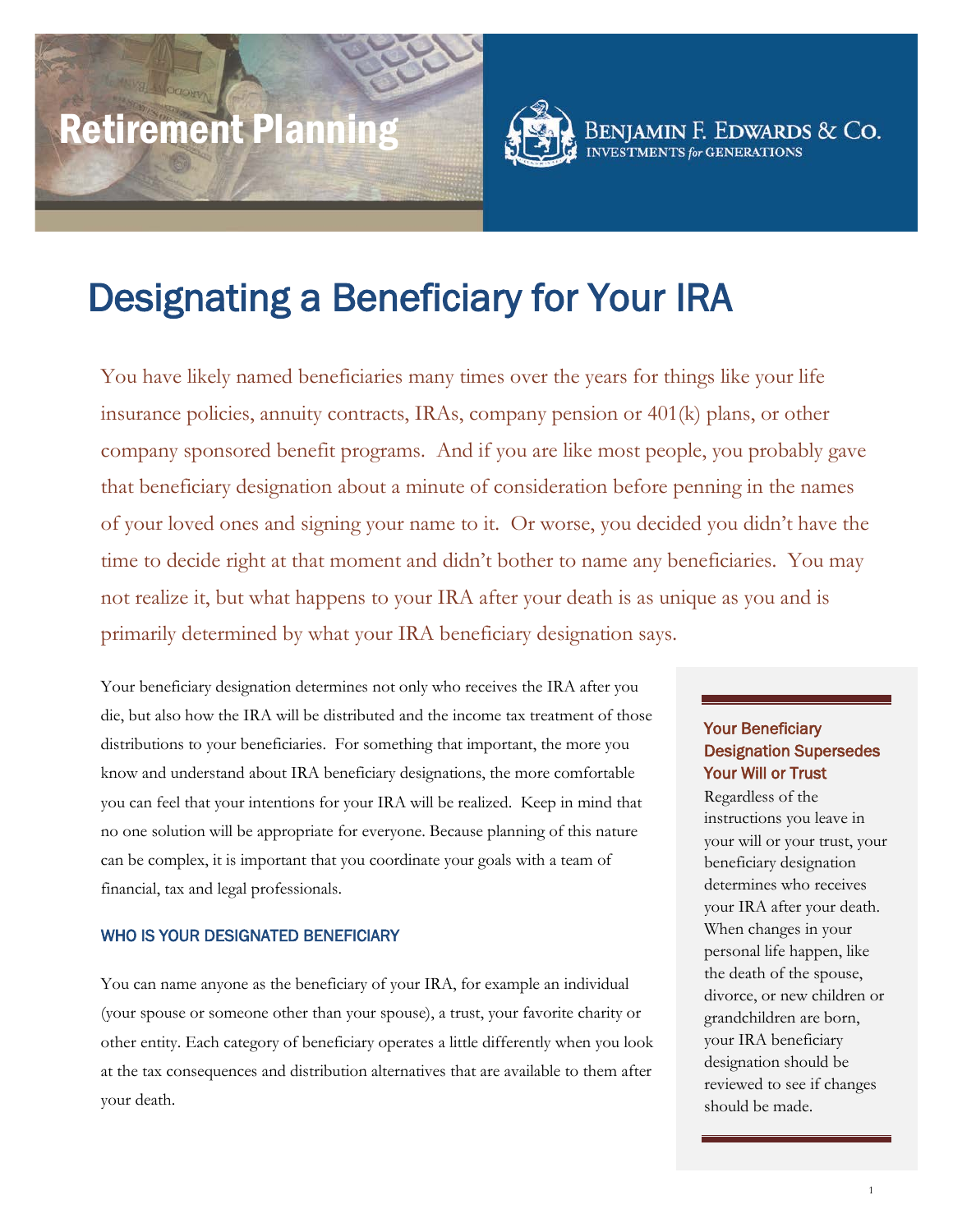Retirement Planning

BENJAMIN F. EDWARDS & CO.
INVESTMENTS *for* GENERATIONS

# Designating a Beneficiary for Your IRA

You have likely named beneficiaries many times over the years for things like your life insurance policies, annuity contracts, IRAs, company pension or 401(k) plans, or other company sponsored benefit programs. And if you are like most people, you probably gave that beneficiary designation about a minute of consideration before penning in the names of your loved ones and signing your name to it. Or worse, you decided you didn't have the time to decide right at that moment and didn't bother to name any beneficiaries. You may not realize it, but what happens to your IRA after your death is as unique as you and is primarily determined by what your IRA beneficiary designation says.

Your beneficiary designation determines not only who receives the IRA after you die, but also how the IRA will be distributed and the income tax treatment of those distributions to your beneficiaries. For something that important, the more you know and understand about IRA beneficiary designations, the more comfortable you can feel that your intentions for your IRA will be realized. Keep in mind that no one solution will be appropriate for everyone. Because planning of this nature can be complex, it is important that you coordinate your goals with a team of financial, tax and legal professionals.

### WHO IS YOUR DESIGNATED BENEFICIARY

You can name anyone as the beneficiary of your IRA, for example an individual (your spouse or someone other than your spouse), a trust, your favorite charity or other entity. Each category of beneficiary operates a little differently when you look at the tax consequences and distribution alternatives that are available to them after your death.

### Your Beneficiary Designation Supersedes Your Will or Trust

Regardless of the instructions you leave in your will or your trust, your beneficiary designation determines who receives your IRA after your death. When changes in your personal life happen, like the death of the spouse, divorce, or new children or grandchildren are born, your IRA beneficiary designation should be reviewed to see if changes should be made.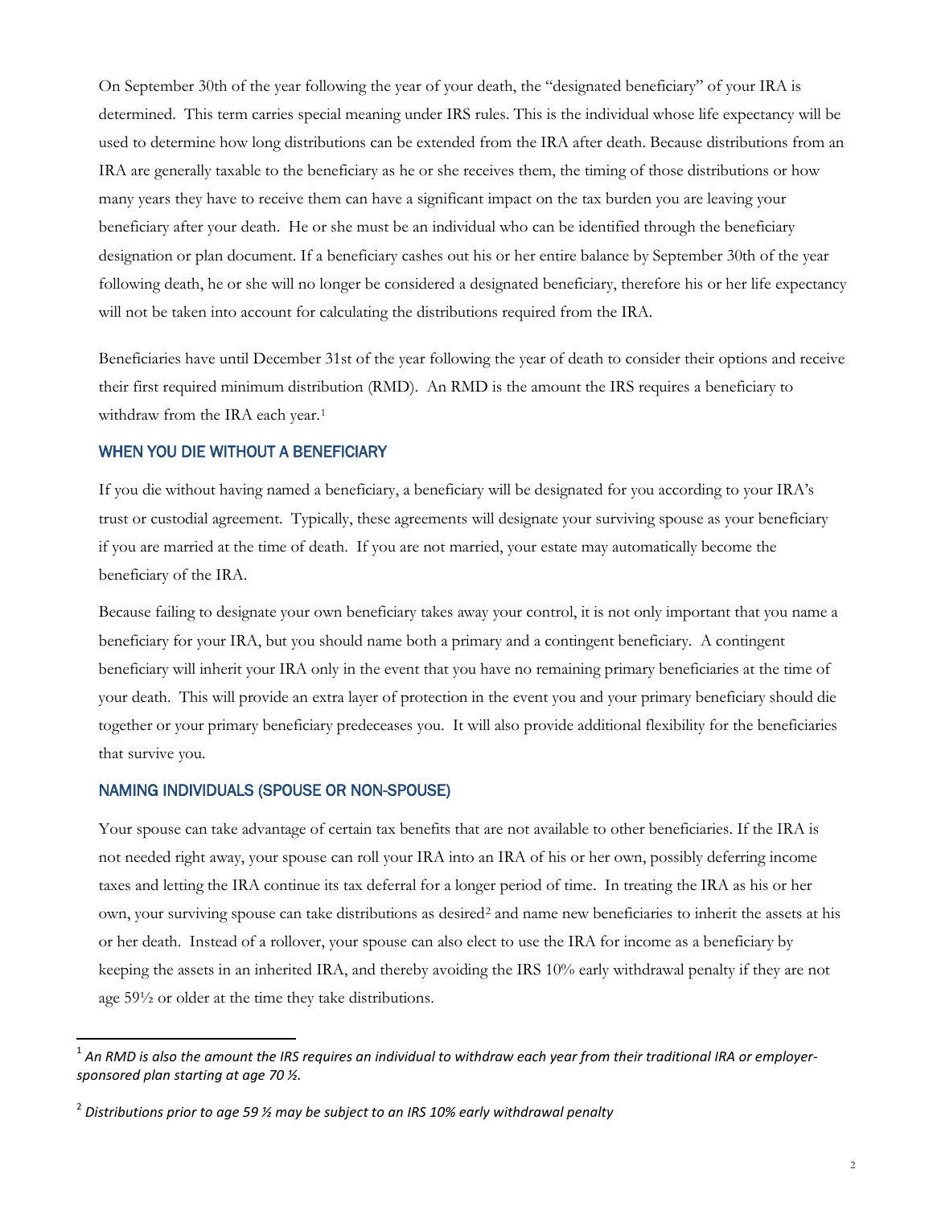On September 30th of the year following the year of your death, the "designated beneficiary" of your IRA is determined. This term carries special meaning under IRS rules. This is the individual whose life expectancy will be used to determine how long distributions can be extended from the IRA after death. Because distributions from an IRA are generally taxable to the beneficiary as he or she receives them, the timing of those distributions or how many years they have to receive them can have a significant impact on the tax burden you are leaving your beneficiary after your death. He or she must be an individual who can be identified through the beneficiary designation or plan document. If a beneficiary cashes out his or her entire balance by September 30th of the year following death, he or she will no longer be considered a designated beneficiary, therefore his or her life expectancy will not be taken into account for calculating the distributions required from the IRA.

Beneficiaries have until December 31st of the year following the year of death to consider their options and receive their first required minimum distribution (RMD). An RMD is the amount the IRS requires a beneficiary to withdraw from the IRA each year.[1]

## WHEN YOU DIE WITHOUT A BENEFICIARY

If you die without having named a beneficiary, a beneficiary will be designated for you according to your IRA's trust or custodial agreement. Typically, these agreements will designate your surviving spouse as your beneficiary if you are married at the time of death. If you are not married, your estate may automatically become the beneficiary of the IRA.

Because failing to designate your own beneficiary takes away your control, it is not only important that you name a beneficiary for your IRA, but you should name both a primary and a contingent beneficiary. A contingent beneficiary will inherit your IRA only in the event that you have no remaining primary beneficiaries at the time of your death. This will provide an extra layer of protection in the event you and your primary beneficiary should die together or your primary beneficiary predeceases you. It will also provide additional flexibility for the beneficiaries that survive you.

## NAMING INDIVIDUALS (SPOUSE OR NON-SPOUSE)

Your spouse can take advantage of certain tax benefits that are not available to other beneficiaries. If the IRA is not needed right away, your spouse can roll your IRA into an IRA of his or her own, possibly deferring income taxes and letting the IRA continue its tax deferral for a longer period of time. In treating the IRA as his or her own, your surviving spouse can take distributions as desired[2] and name new beneficiaries to inherit the assets at his or her death. Instead of a rollover, your spouse can also elect to use the IRA for income as a beneficiary by keeping the assets in an inherited IRA, and thereby avoiding the IRS 10% early withdrawal penalty if they are not age 59½ or older at the time they take distributions.

---

[1] *An RMD is also the amount the IRS requires an individual to withdraw each year from their traditional IRA or employer-sponsored plan starting at age 70 ½.*

[2] *Distributions prior to age 59 ½ may be subject to an IRS 10% early withdrawal penalty*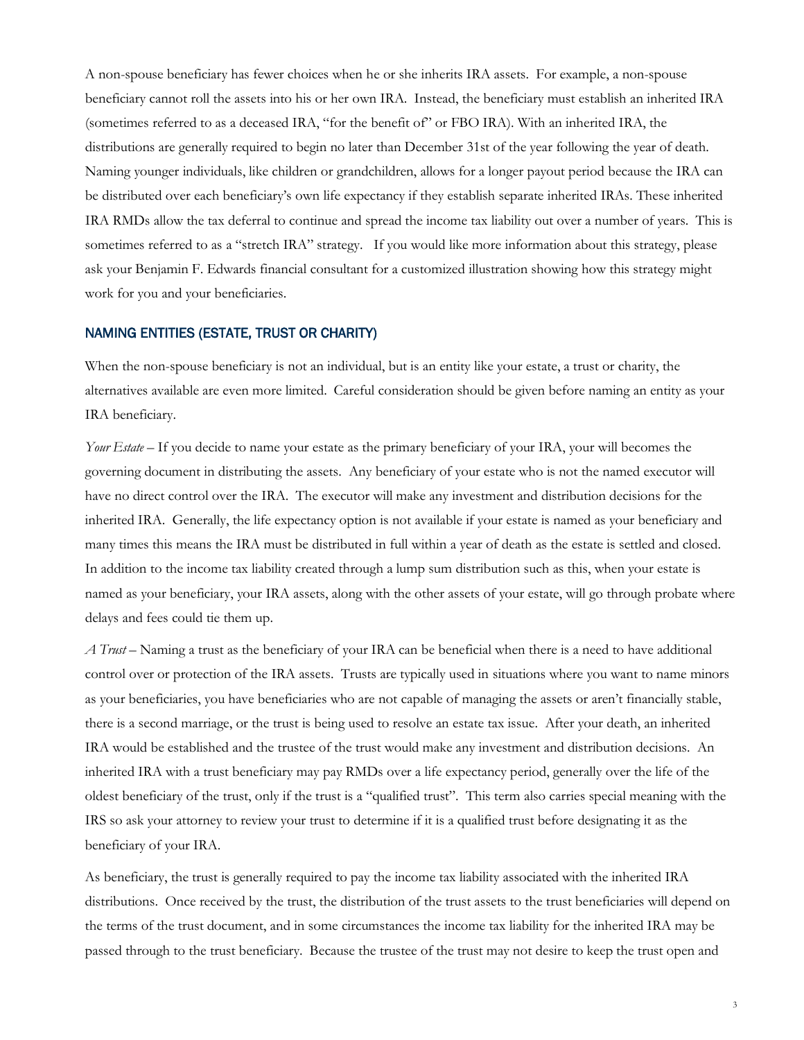A non-spouse beneficiary has fewer choices when he or she inherits IRA assets. For example, a non-spouse beneficiary cannot roll the assets into his or her own IRA. Instead, the beneficiary must establish an inherited IRA (sometimes referred to as a deceased IRA, "for the benefit of" or FBO IRA). With an inherited IRA, the distributions are generally required to begin no later than December 31st of the year following the year of death. Naming younger individuals, like children or grandchildren, allows for a longer payout period because the IRA can be distributed over each beneficiary's own life expectancy if they establish separate inherited IRAs. These inherited IRA RMDs allow the tax deferral to continue and spread the income tax liability out over a number of years. This is sometimes referred to as a "stretch IRA" strategy. If you would like more information about this strategy, please ask your Benjamin F. Edwards financial consultant for a customized illustration showing how this strategy might work for you and your beneficiaries.

## NAMING ENTITIES (ESTATE, TRUST OR CHARITY)

When the non-spouse beneficiary is not an individual, but is an entity like your estate, a trust or charity, the alternatives available are even more limited. Careful consideration should be given before naming an entity as your IRA beneficiary.

*Your Estate* – If you decide to name your estate as the primary beneficiary of your IRA, your will becomes the governing document in distributing the assets. Any beneficiary of your estate who is not the named executor will have no direct control over the IRA. The executor will make any investment and distribution decisions for the inherited IRA. Generally, the life expectancy option is not available if your estate is named as your beneficiary and many times this means the IRA must be distributed in full within a year of death as the estate is settled and closed. In addition to the income tax liability created through a lump sum distribution such as this, when your estate is named as your beneficiary, your IRA assets, along with the other assets of your estate, will go through probate where delays and fees could tie them up.

*A Trust* – Naming a trust as the beneficiary of your IRA can be beneficial when there is a need to have additional control over or protection of the IRA assets. Trusts are typically used in situations where you want to name minors as your beneficiaries, you have beneficiaries who are not capable of managing the assets or aren't financially stable, there is a second marriage, or the trust is being used to resolve an estate tax issue. After your death, an inherited IRA would be established and the trustee of the trust would make any investment and distribution decisions. An inherited IRA with a trust beneficiary may pay RMDs over a life expectancy period, generally over the life of the oldest beneficiary of the trust, only if the trust is a "qualified trust". This term also carries special meaning with the IRS so ask your attorney to review your trust to determine if it is a qualified trust before designating it as the beneficiary of your IRA.

As beneficiary, the trust is generally required to pay the income tax liability associated with the inherited IRA distributions. Once received by the trust, the distribution of the trust assets to the trust beneficiaries will depend on the terms of the trust document, and in some circumstances the income tax liability for the inherited IRA may be passed through to the trust beneficiary. Because the trustee of the trust may not desire to keep the trust open and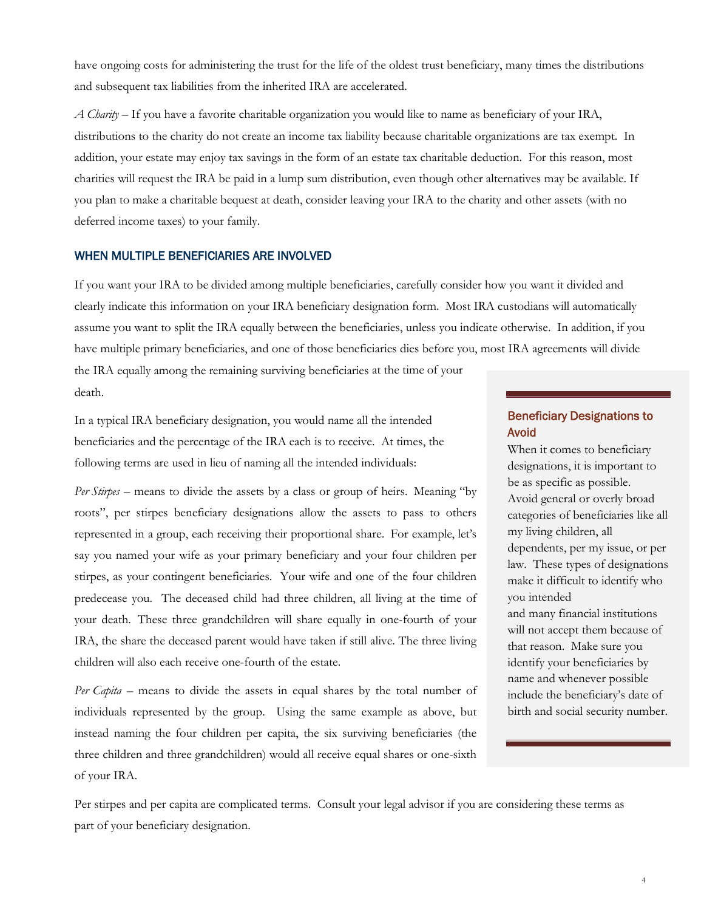have ongoing costs for administering the trust for the life of the oldest trust beneficiary, many times the distributions and subsequent tax liabilities from the inherited IRA are accelerated.

*A Charity* – If you have a favorite charitable organization you would like to name as beneficiary of your IRA, distributions to the charity do not create an income tax liability because charitable organizations are tax exempt. In addition, your estate may enjoy tax savings in the form of an estate tax charitable deduction. For this reason, most charities will request the IRA be paid in a lump sum distribution, even though other alternatives may be available. If you plan to make a charitable bequest at death, consider leaving your IRA to the charity and other assets (with no deferred income taxes) to your family.

## WHEN MULTIPLE BENEFICIARIES ARE INVOLVED

If you want your IRA to be divided among multiple beneficiaries, carefully consider how you want it divided and clearly indicate this information on your IRA beneficiary designation form. Most IRA custodians will automatically assume you want to split the IRA equally between the beneficiaries, unless you indicate otherwise. In addition, if you have multiple primary beneficiaries, and one of those beneficiaries dies before you, most IRA agreements will divide the IRA equally among the remaining surviving beneficiaries at the time of your death.

In a typical IRA beneficiary designation, you would name all the intended beneficiaries and the percentage of the IRA each is to receive. At times, the following terms are used in lieu of naming all the intended individuals:

*Per Stirpes* – means to divide the assets by a class or group of heirs. Meaning "by roots", per stirpes beneficiary designations allow the assets to pass to others represented in a group, each receiving their proportional share. For example, let's say you named your wife as your primary beneficiary and your four children per stirpes, as your contingent beneficiaries. Your wife and one of the four children predecease you. The deceased child had three children, all living at the time of your death. These three grandchildren will share equally in one-fourth of your IRA, the share the deceased parent would have taken if still alive. The three living children will also each receive one-fourth of the estate.

*Per Capita* – means to divide the assets in equal shares by the total number of individuals represented by the group. Using the same example as above, but instead naming the four children per capita, the six surviving beneficiaries (the three children and three grandchildren) would all receive equal shares or one-sixth of your IRA.

### Beneficiary Designations to Avoid

When it comes to beneficiary designations, it is important to be as specific as possible. Avoid general or overly broad categories of beneficiaries like all my living children, all dependents, per my issue, or per law. These types of designations make it difficult to identify who you intended and many financial institutions will not accept them because of that reason. Make sure you identify your beneficiaries by name and whenever possible include the beneficiary's date of birth and social security number.

Per stirpes and per capita are complicated terms. Consult your legal advisor if you are considering these terms as part of your beneficiary designation.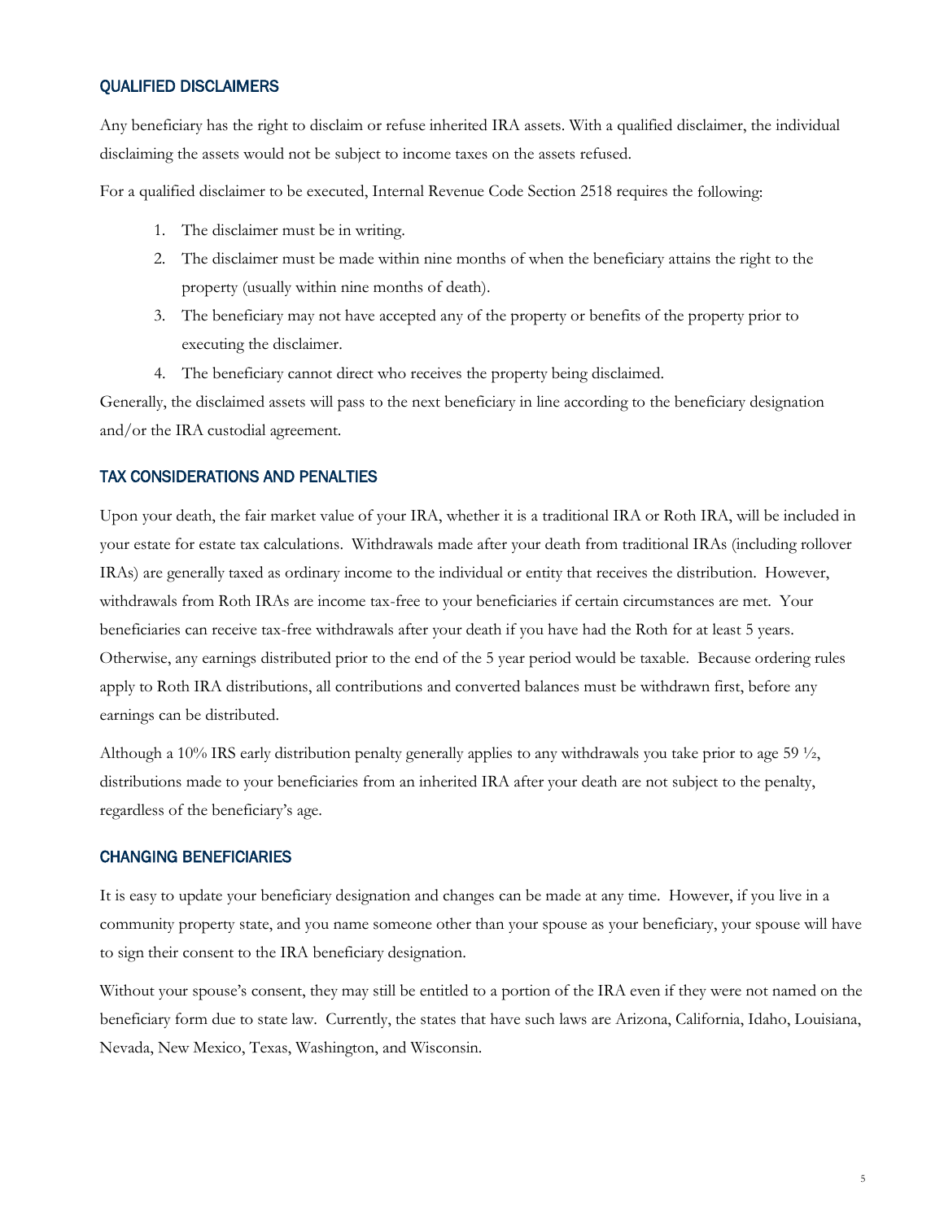## QUALIFIED DISCLAIMERS

Any beneficiary has the right to disclaim or refuse inherited IRA assets. With a qualified disclaimer, the individual disclaiming the assets would not be subject to income taxes on the assets refused.

For a qualified disclaimer to be executed, Internal Revenue Code Section 2518 requires the following:

1. The disclaimer must be in writing.
2. The disclaimer must be made within nine months of when the beneficiary attains the right to the property (usually within nine months of death).
3. The beneficiary may not have accepted any of the property or benefits of the property prior to executing the disclaimer.
4. The beneficiary cannot direct who receives the property being disclaimed.

Generally, the disclaimed assets will pass to the next beneficiary in line according to the beneficiary designation and/or the IRA custodial agreement.

## TAX CONSIDERATIONS AND PENALTIES

Upon your death, the fair market value of your IRA, whether it is a traditional IRA or Roth IRA, will be included in your estate for estate tax calculations. Withdrawals made after your death from traditional IRAs (including rollover IRAs) are generally taxed as ordinary income to the individual or entity that receives the distribution. However, withdrawals from Roth IRAs are income tax-free to your beneficiaries if certain circumstances are met. Your beneficiaries can receive tax-free withdrawals after your death if you have had the Roth for at least 5 years. Otherwise, any earnings distributed prior to the end of the 5 year period would be taxable. Because ordering rules apply to Roth IRA distributions, all contributions and converted balances must be withdrawn first, before any earnings can be distributed.

Although a 10% IRS early distribution penalty generally applies to any withdrawals you take prior to age 59 ½, distributions made to your beneficiaries from an inherited IRA after your death are not subject to the penalty, regardless of the beneficiary's age.

## CHANGING BENEFICIARIES

It is easy to update your beneficiary designation and changes can be made at any time. However, if you live in a community property state, and you name someone other than your spouse as your beneficiary, your spouse will have to sign their consent to the IRA beneficiary designation.

Without your spouse's consent, they may still be entitled to a portion of the IRA even if they were not named on the beneficiary form due to state law. Currently, the states that have such laws are Arizona, California, Idaho, Louisiana, Nevada, New Mexico, Texas, Washington, and Wisconsin.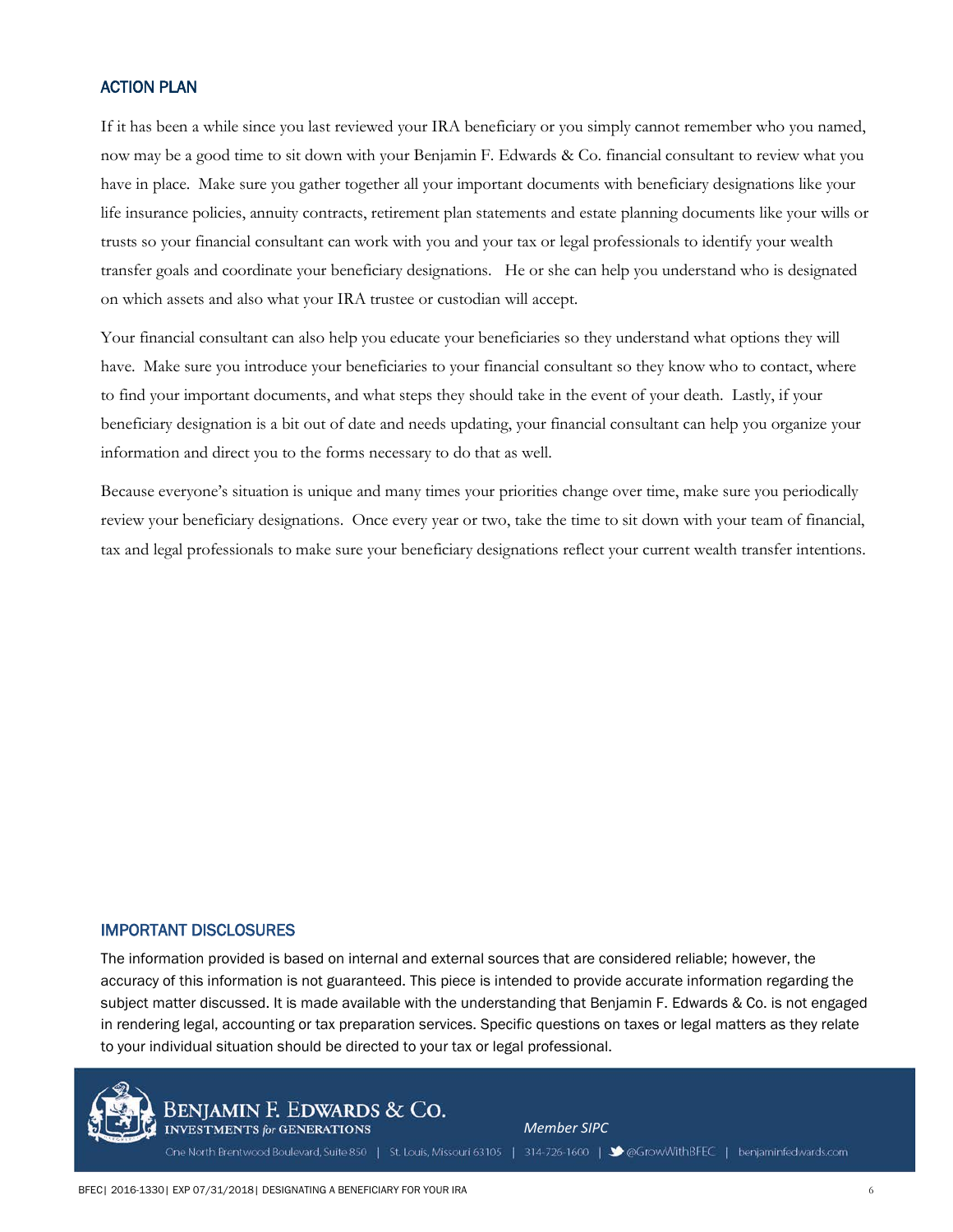## ACTION PLAN

If it has been a while since you last reviewed your IRA beneficiary or you simply cannot remember who you named, now may be a good time to sit down with your Benjamin F. Edwards & Co. financial consultant to review what you have in place. Make sure you gather together all your important documents with beneficiary designations like your life insurance policies, annuity contracts, retirement plan statements and estate planning documents like your wills or trusts so your financial consultant can work with you and your tax or legal professionals to identify your wealth transfer goals and coordinate your beneficiary designations. He or she can help you understand who is designated on which assets and also what your IRA trustee or custodian will accept.

Your financial consultant can also help you educate your beneficiaries so they understand what options they will have. Make sure you introduce your beneficiaries to your financial consultant so they know who to contact, where to find your important documents, and what steps they should take in the event of your death. Lastly, if your beneficiary designation is a bit out of date and needs updating, your financial consultant can help you organize your information and direct you to the forms necessary to do that as well.

Because everyone's situation is unique and many times your priorities change over time, make sure you periodically review your beneficiary designations. Once every year or two, take the time to sit down with your team of financial, tax and legal professionals to make sure your beneficiary designations reflect your current wealth transfer intentions.

## IMPORTANT DISCLOSURES

The information provided is based on internal and external sources that are considered reliable; however, the accuracy of this information is not guaranteed. This piece is intended to provide accurate information regarding the subject matter discussed. It is made available with the understanding that Benjamin F. Edwards & Co. is not engaged in rendering legal, accounting or tax preparation services. Specific questions on taxes or legal matters as they relate to your individual situation should be directed to your tax or legal professional.

**BENJAMIN F. EDWARDS & CO.**
INVESTMENTS *for* GENERATIONS

*Member SIPC*

One North Brentwood Boulevard, Suite 850 | St. Louis, Missouri 63105 | 314-726-1600 | @GrowWithBFEC | benjaminfedwards.com

BFEC| 2016-1330| EXP 07/31/2018| DESIGNATING A BENEFICIARY FOR YOUR IRA